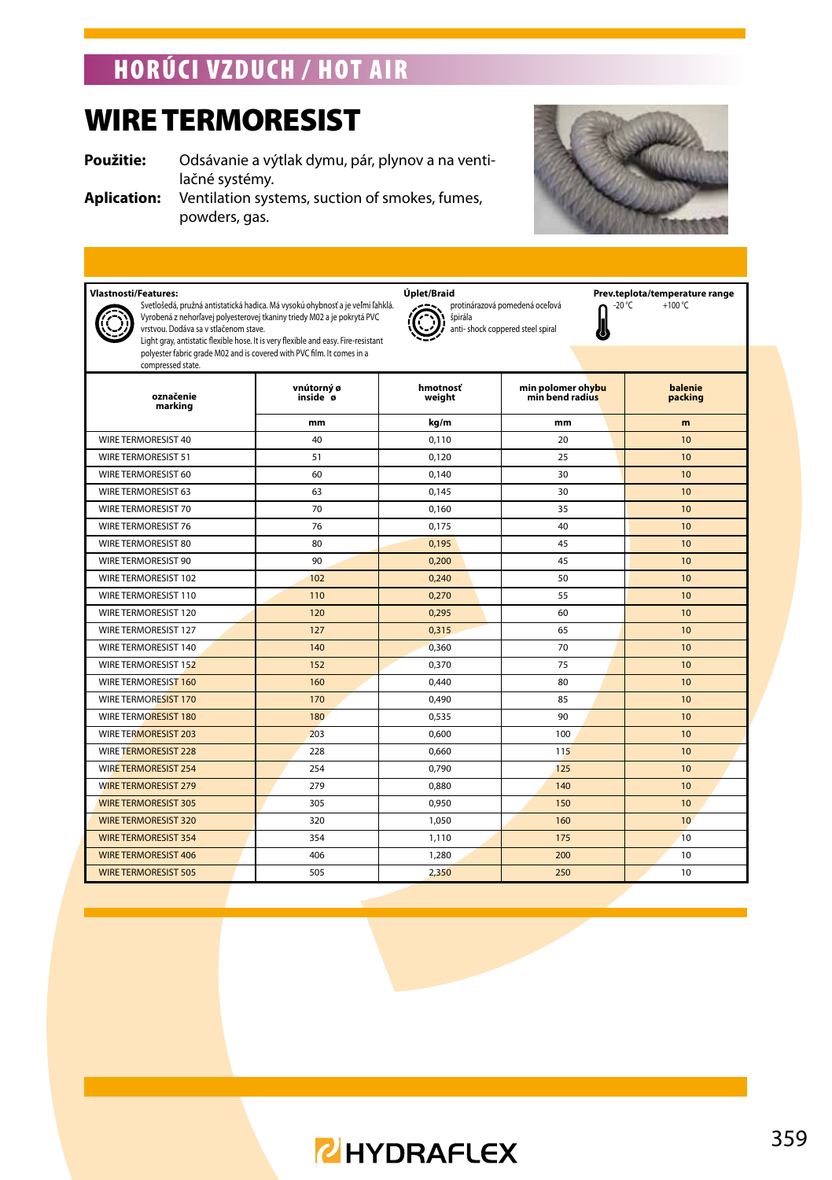# HORÚCI VZDUCH / HOT AIR

## WIRE TERMORESIST

**Použitie:** Odsávanie a výtlak dymu, pár, plynov a na ventilačné systémy.

**Aplication:** Ventilation systems, suction of smokes, fumes, powders, gas.

**Vlastnosti/Features:**

Svetlošedá, pružná antistatická hadica. Má vysokú ohybnosť a je veľmi ľahklá. Vyrobená z nehorľavej polyesterovej tkaniny triedy M02 a je pokrytá PVC vrstvou. Dodáva sa v stlačenom stave.

Light gray, antistatic flexible hose. It is very flexible and easy. Fire-resistant polyester fabric grade M02 and is covered with PVC film. It comes in a compressed state.

**Úplet/Braid**

protinárazová pomedená oceľová špirála

anti- shock coppered steel spiral

**Prev.teplota/temperature range**

-20 °C +100 °C

| označenie marking | vnútorný ø inside ø | hmotnosť weight | min polomer ohybu min bend radius | balenie packing |
|---|---|---|---|---|
| | mm | kg/m | mm | m |
| WIRE TERMORESIST 40 | 40 | 0,110 | 20 | 10 |
| WIRE TERMORESIST 51 | 51 | 0,120 | 25 | 10 |
| WIRE TERMORESIST 60 | 60 | 0,140 | 30 | 10 |
| WIRE TERMORESIST 63 | 63 | 0,145 | 30 | 10 |
| WIRE TERMORESIST 70 | 70 | 0,160 | 35 | 10 |
| WIRE TERMORESIST 76 | 76 | 0,175 | 40 | 10 |
| WIRE TERMORESIST 80 | 80 | 0,195 | 45 | 10 |
| WIRE TERMORESIST 90 | 90 | 0,200 | 45 | 10 |
| WIRE TERMORESIST 102 | 102 | 0,240 | 50 | 10 |
| WIRE TERMORESIST 110 | 110 | 0,270 | 55 | 10 |
| WIRE TERMORESIST 120 | 120 | 0,295 | 60 | 10 |
| WIRE TERMORESIST 127 | 127 | 0,315 | 65 | 10 |
| WIRE TERMORESIST 140 | 140 | 0,360 | 70 | 10 |
| WIRE TERMORESIST 152 | 152 | 0,370 | 75 | 10 |
| WIRE TERMORESIST 160 | 160 | 0,440 | 80 | 10 |
| WIRE TERMORESIST 170 | 170 | 0,490 | 85 | 10 |
| WIRE TERMORESIST 180 | 180 | 0,535 | 90 | 10 |
| WIRE TERMORESIST 203 | 203 | 0,600 | 100 | 10 |
| WIRE TERMORESIST 228 | 228 | 0,660 | 115 | 10 |
| WIRE TERMORESIST 254 | 254 | 0,790 | 125 | 10 |
| WIRE TERMORESIST 279 | 279 | 0,880 | 140 | 10 |
| WIRE TERMORESIST 305 | 305 | 0,950 | 150 | 10 |
| WIRE TERMORESIST 320 | 320 | 1,050 | 160 | 10 |
| WIRE TERMORESIST 354 | 354 | 1,110 | 175 | 10 |
| WIRE TERMORESIST 406 | 406 | 1,280 | 200 | 10 |
| WIRE TERMORESIST 505 | 505 | 2,350 | 250 | 10 |

HYDRAFLEX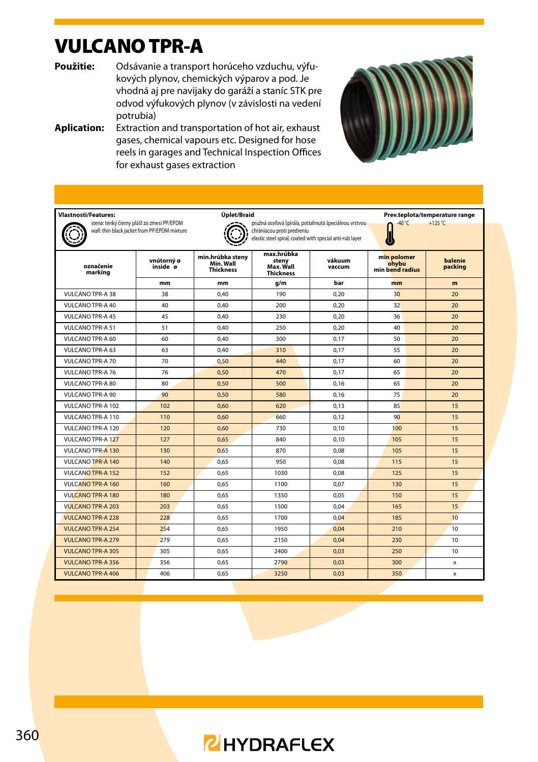# VULCANO TPR-A

**Použitie:** Odsávanie a transport horúceho vzduchu, výfukových plynov, chemických výparov a pod. Je vhodná aj pre navijaky do garáží a staníc STK pre odvod výfukových plynov (v závislosti na vedení potrubia)

**Aplication:** Extraction and transportation of hot air, exhaust gases, chemical vapours etc. Designed for hose reels in garages and Technical Inspection Offices for exhaust gases extraction

**Vlastnosti/Features:**
stena: tenký čierny plášť zo zmesi PP/EPDM
wall: thin black jacket from PP/EPDM mixture

**Úplet/Braid**
pružná oceľová špirála, potiahnutá špeciálnou vrstvou chrániacou proti predreniu
elastic steel spiral, coated with special anti-rub layer

**Prev.teplota/temperature range**
-40 °C +125 °C

| označenie marking | vnútorný ø inside ø | min.hrúbka steny Min. Wall Thickness | max.hrúbka steny Max. Wall Thickness | vákuum vaccum | min polomer ohybu min bend radius | balenie packing |
|---|---|---|---|---|---|---|
| | mm | mm | g/m | bar | mm | m |
| VULCANO TPR-A 38 | 38 | 0,40 | 190 | 0,20 | 30 | 20 |
| VULCANO TPR-A 40 | 40 | 0,40 | 200 | 0,20 | 32 | 20 |
| VULCANO TPR-A 45 | 45 | 0,40 | 230 | 0,20 | 36 | 20 |
| VULCANO TPR-A 51 | 51 | 0,40 | 250 | 0,20 | 40 | 20 |
| VULCANO TPR-A 60 | 60 | 0,40 | 300 | 0,17 | 50 | 20 |
| VULCANO TPR-A 63 | 63 | 0,40 | 310 | 0,17 | 55 | 20 |
| VULCANO TPR-A 70 | 70 | 0,50 | 440 | 0,17 | 60 | 20 |
| VULCANO TPR-A 76 | 76 | 0,50 | 470 | 0,17 | 65 | 20 |
| VULCANO TPR-A 80 | 80 | 0,50 | 500 | 0,16 | 65 | 20 |
| VULCANO TPR-A 90 | 90 | 0,50 | 580 | 0,16 | 75 | 20 |
| VULCANO TPR-A 102 | 102 | 0,60 | 620 | 0,13 | 85 | 15 |
| VULCANO TPR-A 110 | 110 | 0,60 | 660 | 0,12 | 90 | 15 |
| VULCANO TPR-A 120 | 120 | 0,60 | 730 | 0,10 | 100 | 15 |
| VULCANO TPR-A 127 | 127 | 0,65 | 840 | 0,10 | 105 | 15 |
| VULCANO TPR-A 130 | 130 | 0,65 | 870 | 0,08 | 105 | 15 |
| VULCANO TPR-A 140 | 140 | 0,65 | 950 | 0,08 | 115 | 15 |
| VULCANO TPR-A 152 | 152 | 0,65 | 1030 | 0,08 | 125 | 15 |
| VULCANO TPR-A 160 | 160 | 0,65 | 1100 | 0,07 | 130 | 15 |
| VULCANO TPR-A 180 | 180 | 0,65 | 1350 | 0,05 | 150 | 15 |
| VULCANO TPR-A 203 | 203 | 0,65 | 1500 | 0,04 | 165 | 15 |
| VULCANO TPR-A 228 | 228 | 0,65 | 1700 | 0,04 | 185 | 10 |
| VULCANO TPR-A 254 | 254 | 0,65 | 1950 | 0,04 | 210 | 10 |
| VULCANO TPR-A 279 | 279 | 0,65 | 2150 | 0,04 | 230 | 10 |
| VULCANO TPR-A 305 | 305 | 0,65 | 2400 | 0,03 | 250 | 10 |
| VULCANO TPR-A 356 | 356 | 0,65 | 2790 | 0,03 | 300 | x |
| VULCANO TPR-A 406 | 406 | 0,65 | 3250 | 0,03 | 350 | x |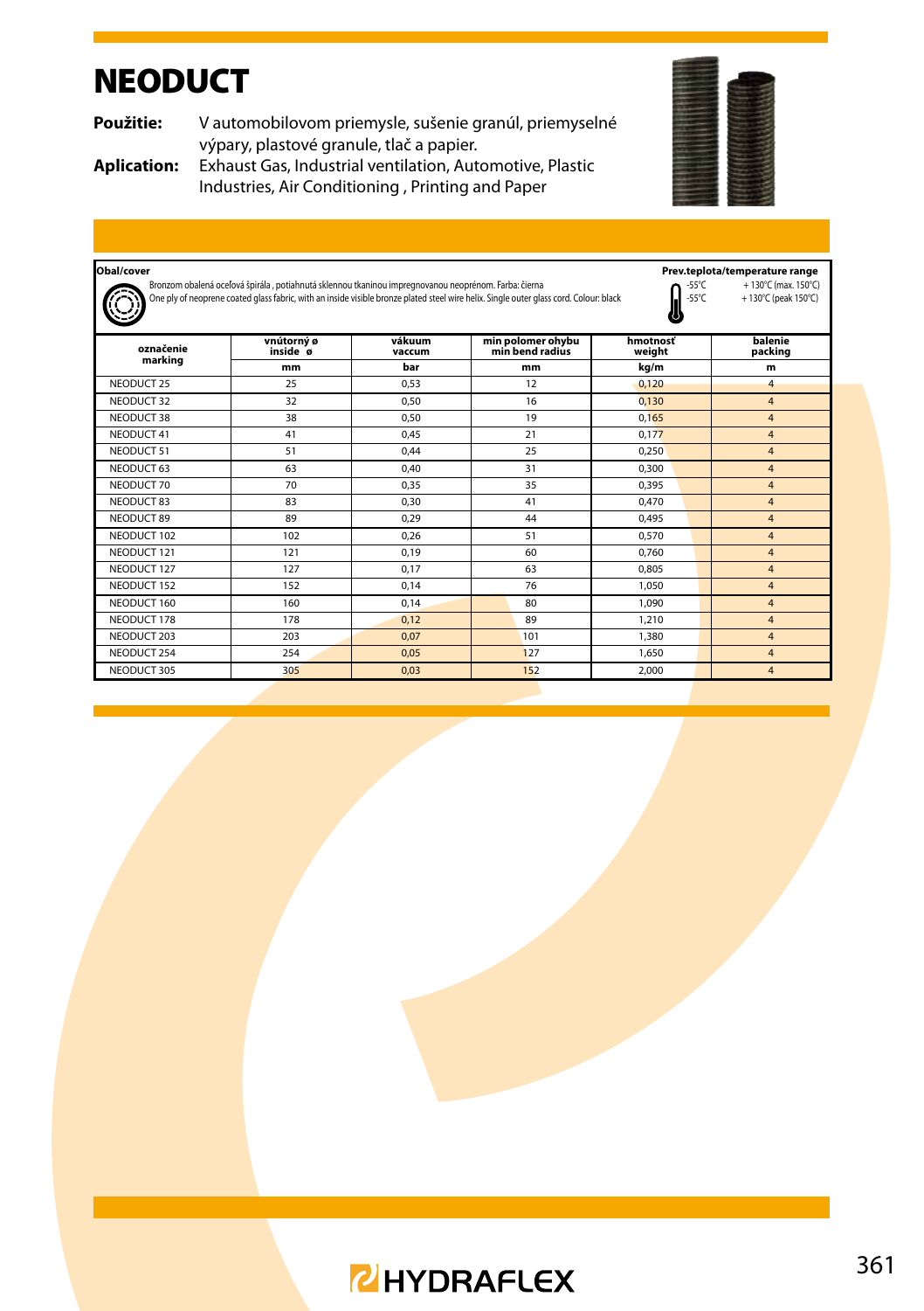# NEODUCT

**Použitie:** V automobilovom priemysle, sušenie granúl, priemyselné výpary, plastové granule, tlač a papier.

**Aplication:** Exhaust Gas, Industrial ventilation, Automotive, Plastic Industries, Air Conditioning , Printing and Paper

**Obal/cover**

Bronzom obalená oceľová špirála , potiahnutá sklennou tkaninou impregnovanou neoprénom. Farba: čierna
One ply of neoprene coated glass fabric, with an inside visible bronze plated steel wire helix. Single outer glass cord. Colour: black

**Prev.teplota/temperature range**

-55°C + 130°C (max. 150°C)
-55°C + 130°C (peak 150°C)

| označenie marking | vnútorný ø inside ø | vákuum vaccum | min polomer ohybu min bend radius | hmotnosť weight | balenie packing |
|---|---|---|---|---|---|
| | mm | bar | mm | kg/m | m |
| NEODUCT 25 | 25 | 0,53 | 12 | 0,120 | 4 |
| NEODUCT 32 | 32 | 0,50 | 16 | 0,130 | 4 |
| NEODUCT 38 | 38 | 0,50 | 19 | 0,165 | 4 |
| NEODUCT 41 | 41 | 0,45 | 21 | 0,177 | 4 |
| NEODUCT 51 | 51 | 0,44 | 25 | 0,250 | 4 |
| NEODUCT 63 | 63 | 0,40 | 31 | 0,300 | 4 |
| NEODUCT 70 | 70 | 0,35 | 35 | 0,395 | 4 |
| NEODUCT 83 | 83 | 0,30 | 41 | 0,470 | 4 |
| NEODUCT 89 | 89 | 0,29 | 44 | 0,495 | 4 |
| NEODUCT 102 | 102 | 0,26 | 51 | 0,570 | 4 |
| NEODUCT 121 | 121 | 0,19 | 60 | 0,760 | 4 |
| NEODUCT 127 | 127 | 0,17 | 63 | 0,805 | 4 |
| NEODUCT 152 | 152 | 0,14 | 76 | 1,050 | 4 |
| NEODUCT 160 | 160 | 0,14 | 80 | 1,090 | 4 |
| NEODUCT 178 | 178 | 0,12 | 89 | 1,210 | 4 |
| NEODUCT 203 | 203 | 0,07 | 101 | 1,380 | 4 |
| NEODUCT 254 | 254 | 0,05 | 127 | 1,650 | 4 |
| NEODUCT 305 | 305 | 0,03 | 152 | 2,000 | 4 |

HYDRAFLEX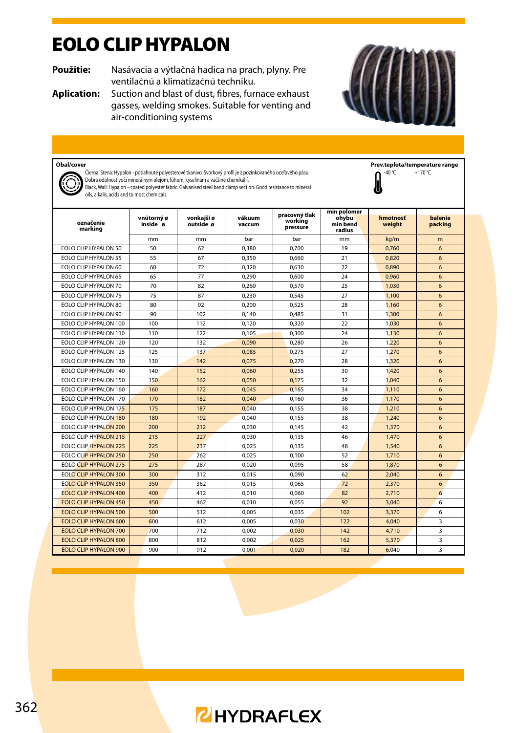# EOLO CLIP HYPALON

**Použitie:** Nasávacia a výtlačná hadica na prach, plyny. Pre ventilačnú a klimatizačnú techniku.

**Aplication:** Suction and blast of dust, fibres, furnace exhaust gasses, welding smokes. Suitable for venting and air-conditioning systems

**Obal/cover**

Čierna. Stena: Hypalon - potiahnuté polyesterové tkanivo. Svorkový profil je z pozinkovaného oceľového pásu. Dobrá odolnosť voči minerálnym olejom, lúhom, kyselinám a väčšine chemikálií.
Black, Wall: Hypalon – coated polyester fabric. Galvanised steel band clamp section. Good resistance to mineral oils, alkalis, acids and to most chemicals.

**Prev.teplota/temperature range**

-40 °C +170 °C

| označenie marking | vnútorný ø inside ø | vonkajší ø outside ø | vákuum vaccum | pracovný tlak working pressure | min polomer ohybu min bend radius | hmotnosť weight | balenie packing |
|---|---|---|---|---|---|---|---|
| | mm | mm | bar | bar | mm | kg/m | m |
| EOLO CLIP HYPALON 50 | 50 | 62 | 0,380 | 0,700 | 19 | 0,760 | 6 |
| EOLO CLIP HYPALON 55 | 55 | 67 | 0,350 | 0,660 | 21 | 0,820 | 6 |
| EOLO CLIP HYPALON 60 | 60 | 72 | 0,320 | 0,630 | 22 | 0,890 | 6 |
| EOLO CLIP HYPALON 65 | 65 | 77 | 0,290 | 0,600 | 24 | 0,960 | 6 |
| EOLO CLIP HYPALON 70 | 70 | 82 | 0,260 | 0,570 | 25 | 1,030 | 6 |
| EOLO CLIP HYPALON 75 | 75 | 87 | 0,230 | 0,545 | 27 | 1,100 | 6 |
| EOLO CLIP HYPALON 80 | 80 | 92 | 0,200 | 0,525 | 28 | 1,160 | 6 |
| EOLO CLIP HYPALON 90 | 90 | 102 | 0,140 | 0,485 | 31 | 1,300 | 6 |
| EOLO CLIP HYPALON 100 | 100 | 112 | 0,120 | 0,320 | 22 | 1,030 | 6 |
| EOLO CLIP HYPALON 110 | 110 | 122 | 0,105 | 0,300 | 24 | 1,130 | 6 |
| EOLO CLIP HYPALON 120 | 120 | 132 | 0,090 | 0,280 | 26 | 1,220 | 6 |
| EOLO CLIP HYPALON 125 | 125 | 137 | 0,085 | 0,275 | 27 | 1,270 | 6 |
| EOLO CLIP HYPALON 130 | 130 | 142 | 0,075 | 0,270 | 28 | 1,320 | 6 |
| EOLO CLIP HYPALON 140 | 140 | 152 | 0,060 | 0,255 | 30 | 1,420 | 6 |
| EOLO CLIP HYPALON 150 | 150 | 162 | 0,050 | 0,175 | 32 | 1,040 | 6 |
| EOLO CLIP HYPALON 160 | 160 | 172 | 0,045 | 0,165 | 34 | 1,110 | 6 |
| EOLO CLIP HYPALON 170 | 170 | 182 | 0,040 | 0,160 | 36 | 1,170 | 6 |
| EOLO CLIP HYPALON 175 | 175 | 187 | 0,040 | 0,155 | 38 | 1,210 | 6 |
| EOLO CLIP HYPALON 180 | 180 | 192 | 0,040 | 0,155 | 38 | 1,240 | 6 |
| EOLO CLIP HYPALON 200 | 200 | 212 | 0,030 | 0,145 | 42 | 1,370 | 6 |
| EOLO CLIP HYPALON 215 | 215 | 227 | 0,030 | 0,135 | 46 | 1,470 | 6 |
| EOLO CLIP HYPALON 225 | 225 | 237 | 0,025 | 0,135 | 48 | 1,540 | 6 |
| EOLO CLIP HYPALON 250 | 250 | 262 | 0,025 | 0,100 | 52 | 1,710 | 6 |
| EOLO CLIP HYPALON 275 | 275 | 287 | 0,020 | 0,095 | 58 | 1,870 | 6 |
| EOLO CLIP HYPALON 300 | 300 | 312 | 0,015 | 0,090 | 62 | 2,040 | 6 |
| EOLO CLIP HYPALON 350 | 350 | 362 | 0,015 | 0,065 | 72 | 2,370 | 6 |
| EOLO CLIP HYPALON 400 | 400 | 412 | 0,010 | 0,060 | 82 | 2,710 | 6 |
| EOLO CLIP HYPALON 450 | 450 | 462 | 0,010 | 0,055 | 92 | 3,040 | 6 |
| EOLO CLIP HYPALON 500 | 500 | 512 | 0,005 | 0,035 | 102 | 3,370 | 6 |
| EOLO CLIP HYPALON 600 | 600 | 612 | 0,005 | 0,030 | 122 | 4,040 | 3 |
| EOLO CLIP HYPALON 700 | 700 | 712 | 0,002 | 0,030 | 142 | 4,710 | 3 |
| EOLO CLIP HYPALON 800 | 800 | 812 | 0,002 | 0,025 | 162 | 5,370 | 3 |
| EOLO CLIP HYPALON 900 | 900 | 912 | 0,001 | 0,020 | 182 | 6,040 | 3 |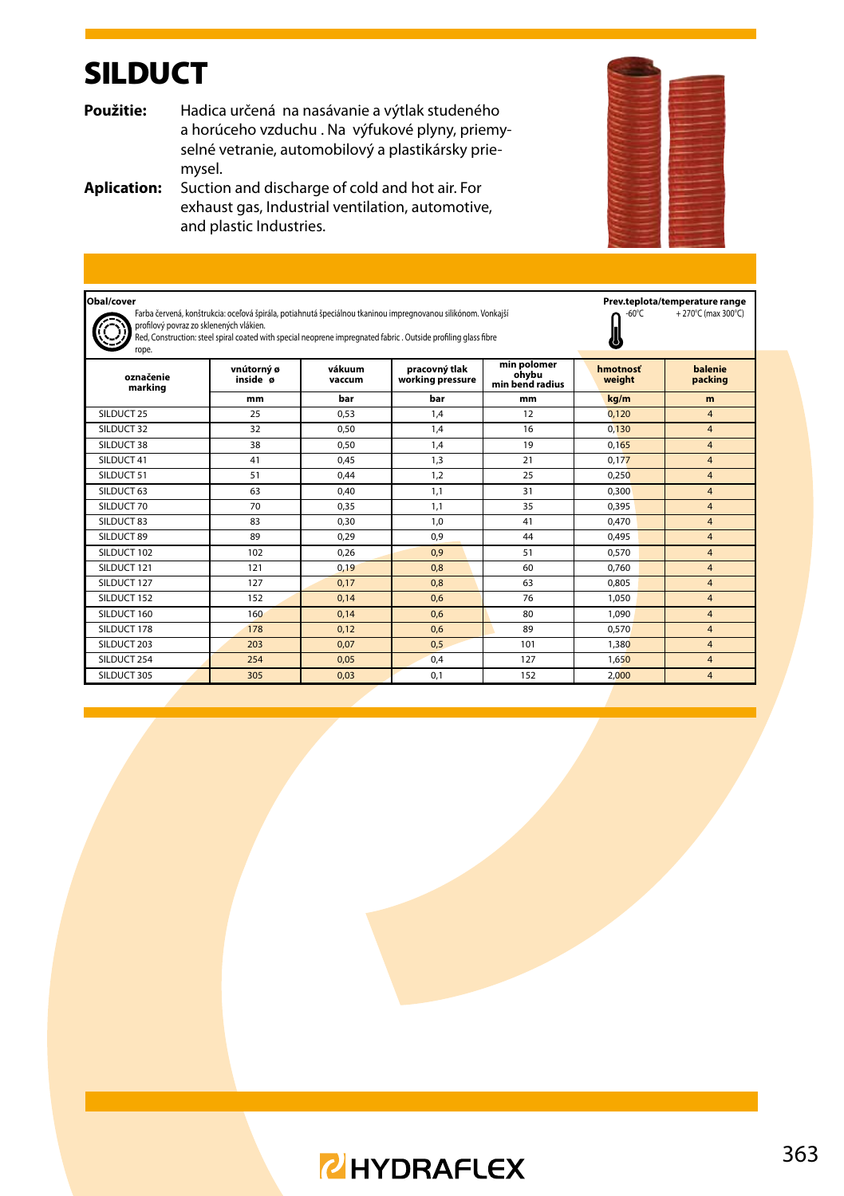# SILDUCT

**Použitie:** Hadica určená na nasávanie a výtlak studeného a horúceho vzduchu . Na výfukové plyny, priemyselné vetranie, automobilový a plastikársky priemysel.

**Aplication:** Suction and discharge of cold and hot air. For exhaust gas, Industrial ventilation, automotive, and plastic Industries.

**Obal/cover**

Farba červená, konštrukcia: oceľová špirála, potiahnutá špeciálnou tkaninou impregnovanou silikónom. Vonkajší profilový povraz zo sklenených vlákien.

Red, Construction: steel spiral coated with special neoprene impregnated fabric . Outside profiling glass fibre rope.

**Prev.teplota/temperature range**

-60°C + 270°C (max 300°C)

| označenie marking | vnútorný ø inside ø | vákuum vaccum | pracovný tlak working pressure | min polomer ohybu min bend radius | hmotnosť weight | balenie packing |
|---|---|---|---|---|---|---|
| | mm | bar | bar | mm | kg/m | m |
| SILDUCT 25 | 25 | 0,53 | 1,4 | 12 | 0,120 | 4 |
| SILDUCT 32 | 32 | 0,50 | 1,4 | 16 | 0,130 | 4 |
| SILDUCT 38 | 38 | 0,50 | 1,4 | 19 | 0,165 | 4 |
| SILDUCT 41 | 41 | 0,45 | 1,3 | 21 | 0,177 | 4 |
| SILDUCT 51 | 51 | 0,44 | 1,2 | 25 | 0,250 | 4 |
| SILDUCT 63 | 63 | 0,40 | 1,1 | 31 | 0,300 | 4 |
| SILDUCT 70 | 70 | 0,35 | 1,1 | 35 | 0,395 | 4 |
| SILDUCT 83 | 83 | 0,30 | 1,0 | 41 | 0,470 | 4 |
| SILDUCT 89 | 89 | 0,29 | 0,9 | 44 | 0,495 | 4 |
| SILDUCT 102 | 102 | 0,26 | 0,9 | 51 | 0,570 | 4 |
| SILDUCT 121 | 121 | 0,19 | 0,8 | 60 | 0,760 | 4 |
| SILDUCT 127 | 127 | 0,17 | 0,8 | 63 | 0,805 | 4 |
| SILDUCT 152 | 152 | 0,14 | 0,6 | 76 | 1,050 | 4 |
| SILDUCT 160 | 160 | 0,14 | 0,6 | 80 | 1,090 | 4 |
| SILDUCT 178 | 178 | 0,12 | 0,6 | 89 | 0,570 | 4 |
| SILDUCT 203 | 203 | 0,07 | 0,5 | 101 | 1,380 | 4 |
| SILDUCT 254 | 254 | 0,05 | 0,4 | 127 | 1,650 | 4 |
| SILDUCT 305 | 305 | 0,03 | 0,1 | 152 | 2,000 | 4 |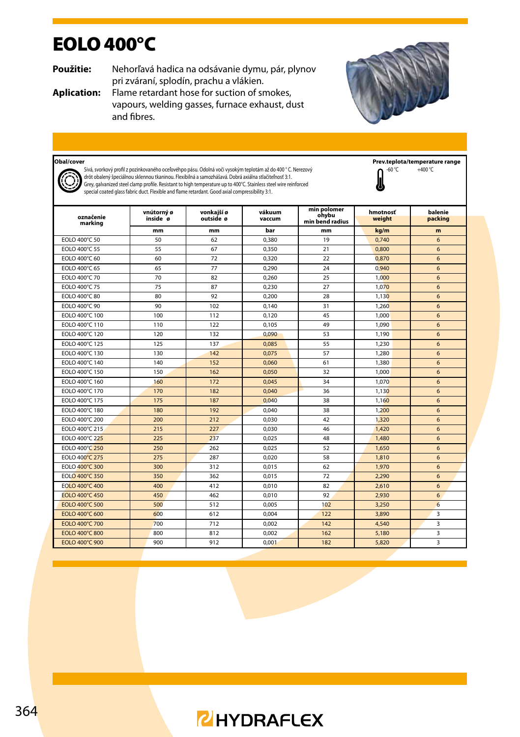# EOLO 400°C

**Použitie:** Nehorľavá hadica na odsávanie dymu, pár, plynov pri zváraní, splodín, prachu a vlákien.

**Aplication:** Flame retardant hose for suction of smokes, vapours, welding gasses, furnace exhaust, dust and fibres.

**Obal/cover**

Sivá, svorkový profil z pozinkovaného oceľového pásu. Odolná voči vysokým teplotám až do 400 ° C. Nerezový drôt obalený špeciálnou sklennou tkaninou. Flexibilná a samozhášavá. Dobrá axiálna stlačiteľnosť 3:1.
Grey, galvanized steel clamp profile. Resistant to high temperature up to 400°C. Stainless steel wire reinforced special coated glass fabric duct. Flexible and flame retardant. Good axial compressibility 3:1.

**Prev.teplota/temperature range**

-60 °C +400 °C

| označenie marking | vnútorný ø inside ø | vonkajší ø outside ø | vákuum vaccum | min polomer ohybu min bend radius | hmotnosť weight | balenie packing |
|---|---|---|---|---|---|---|
| | mm | mm | bar | mm | kg/m | m |
| EOLO 400°C 50 | 50 | 62 | 0,380 | 19 | 0,740 | 6 |
| EOLO 400°C 55 | 55 | 67 | 0,350 | 21 | 0,800 | 6 |
| EOLO 400°C 60 | 60 | 72 | 0,320 | 22 | 0,870 | 6 |
| EOLO 400°C 65 | 65 | 77 | 0,290 | 24 | 0,940 | 6 |
| EOLO 400°C 70 | 70 | 82 | 0,260 | 25 | 1,000 | 6 |
| EOLO 400°C 75 | 75 | 87 | 0,230 | 27 | 1,070 | 6 |
| EOLO 400°C 80 | 80 | 92 | 0,200 | 28 | 1,130 | 6 |
| EOLO 400°C 90 | 90 | 102 | 0,140 | 31 | 1,260 | 6 |
| EOLO 400°C 100 | 100 | 112 | 0,120 | 45 | 1,000 | 6 |
| EOLO 400°C 110 | 110 | 122 | 0,105 | 49 | 1,090 | 6 |
| EOLO 400°C 120 | 120 | 132 | 0,090 | 53 | 1,190 | 6 |
| EOLO 400°C 125 | 125 | 137 | 0,085 | 55 | 1,230 | 6 |
| EOLO 400°C 130 | 130 | 142 | 0,075 | 57 | 1,280 | 6 |
| EOLO 400°C 140 | 140 | 152 | 0,060 | 61 | 1,380 | 6 |
| EOLO 400°C 150 | 150 | 162 | 0,050 | 32 | 1,000 | 6 |
| EOLO 400°C 160 | 160 | 172 | 0,045 | 34 | 1,070 | 6 |
| EOLO 400°C 170 | 170 | 182 | 0,040 | 36 | 1,130 | 6 |
| EOLO 400°C 175 | 175 | 187 | 0,040 | 38 | 1,160 | 6 |
| EOLO 400°C 180 | 180 | 192 | 0,040 | 38 | 1,200 | 6 |
| EOLO 400°C 200 | 200 | 212 | 0,030 | 42 | 1,320 | 6 |
| EOLO 400°C 215 | 215 | 227 | 0,030 | 46 | 1,420 | 6 |
| EOLO 400°C 225 | 225 | 237 | 0,025 | 48 | 1,480 | 6 |
| EOLO 400°C 250 | 250 | 262 | 0,025 | 52 | 1,650 | 6 |
| EOLO 400°C 275 | 275 | 287 | 0,020 | 58 | 1,810 | 6 |
| EOLO 400°C 300 | 300 | 312 | 0,015 | 62 | 1,970 | 6 |
| EOLO 400°C 350 | 350 | 362 | 0,015 | 72 | 2,290 | 6 |
| EOLO 400°C 400 | 400 | 412 | 0,010 | 82 | 2,610 | 6 |
| EOLO 400°C 450 | 450 | 462 | 0,010 | 92 | 2,930 | 6 |
| EOLO 400°C 500 | 500 | 512 | 0,005 | 102 | 3,250 | 6 |
| EOLO 400°C 600 | 600 | 612 | 0,004 | 122 | 3,890 | 3 |
| EOLO 400°C 700 | 700 | 712 | 0,002 | 142 | 4,540 | 3 |
| EOLO 400°C 800 | 800 | 812 | 0,002 | 162 | 5,180 | 3 |
| EOLO 400°C 900 | 900 | 912 | 0,001 | 182 | 5,820 | 3 |

HYDRAFLEX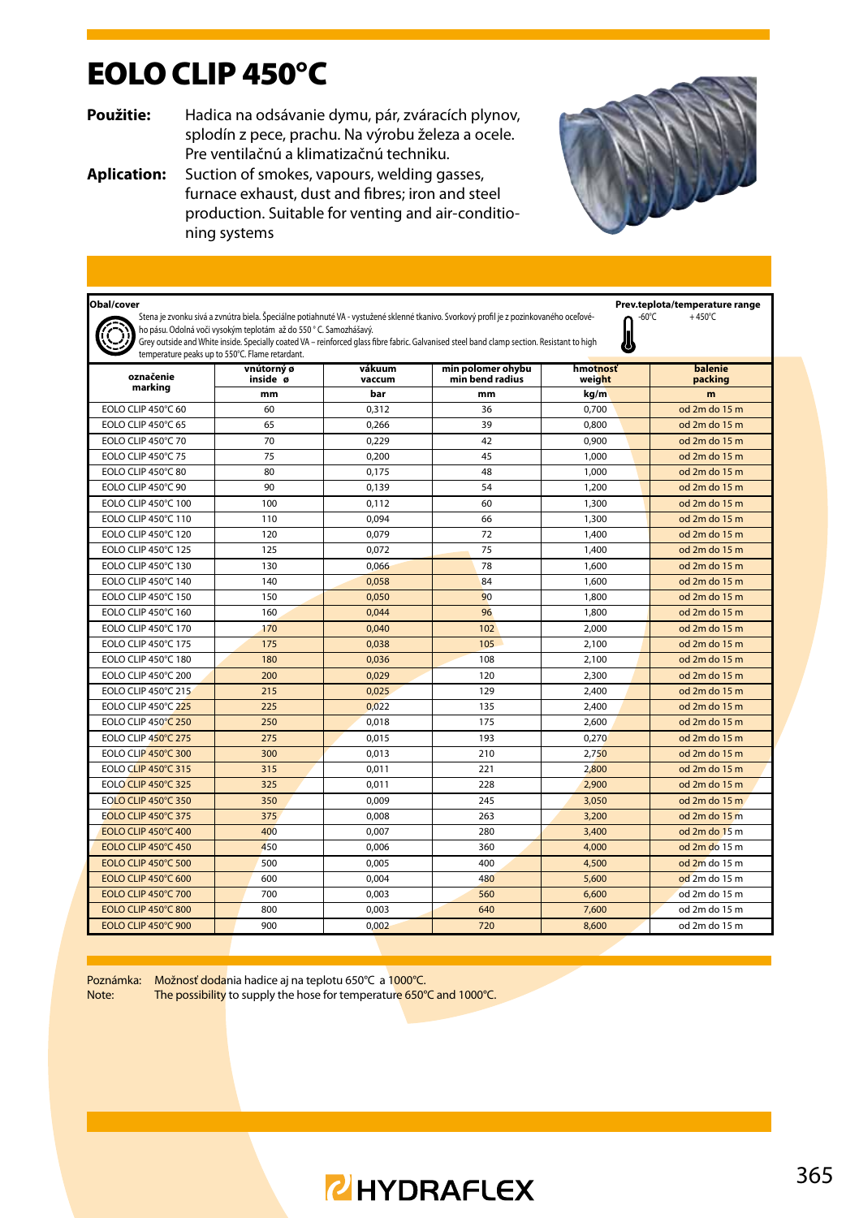# EOLO CLIP 450°C

**Použitie:** Hadica na odsávanie dymu, pár, zváracích plynov, splodín z pece, prachu. Na výrobu železa a ocele. Pre ventilačnú a klimatizačnú techniku.

**Aplication:** Suction of smokes, vapours, welding gasses, furnace exhaust, dust and fibres; iron and steel production. Suitable for venting and air-conditioning systems

**Obal/cover**

Stena je zvonku sivá a zvnútra biela. Špeciálne potiahnuté VA - vystužené sklenné tkanivo. Svorkový profil je z pozinkovaného oceľového pásu. Odolná voči vysokým teplotám až do 550 ° C. Samozhášavý.

Grey outside and White inside. Specially coated VA – reinforced glass fibre fabric. Galvanised steel band clamp section. Resistant to high temperature peaks up to 550°C. Flame retardant.

**Prev.teplota/temperature range** -60°C +450°C

| označenie marking | vnútorný ø inside ø | vákuum vaccum | min polomer ohybu min bend radius | hmotnosť weight | balenie packing |
|---|---|---|---|---|---|
| | mm | bar | mm | kg/m | m |
| EOLO CLIP 450°C 60 | 60 | 0,312 | 36 | 0,700 | od 2m do 15 m |
| EOLO CLIP 450°C 65 | 65 | 0,266 | 39 | 0,800 | od 2m do 15 m |
| EOLO CLIP 450°C 70 | 70 | 0,229 | 42 | 0,900 | od 2m do 15 m |
| EOLO CLIP 450°C 75 | 75 | 0,200 | 45 | 1,000 | od 2m do 15 m |
| EOLO CLIP 450°C 80 | 80 | 0,175 | 48 | 1,000 | od 2m do 15 m |
| EOLO CLIP 450°C 90 | 90 | 0,139 | 54 | 1,200 | od 2m do 15 m |
| EOLO CLIP 450°C 100 | 100 | 0,112 | 60 | 1,300 | od 2m do 15 m |
| EOLO CLIP 450°C 110 | 110 | 0,094 | 66 | 1,300 | od 2m do 15 m |
| EOLO CLIP 450°C 120 | 120 | 0,079 | 72 | 1,400 | od 2m do 15 m |
| EOLO CLIP 450°C 125 | 125 | 0,072 | 75 | 1,400 | od 2m do 15 m |
| EOLO CLIP 450°C 130 | 130 | 0,066 | 78 | 1,600 | od 2m do 15 m |
| EOLO CLIP 450°C 140 | 140 | 0,058 | 84 | 1,600 | od 2m do 15 m |
| EOLO CLIP 450°C 150 | 150 | 0,050 | 90 | 1,800 | od 2m do 15 m |
| EOLO CLIP 450°C 160 | 160 | 0,044 | 96 | 1,800 | od 2m do 15 m |
| EOLO CLIP 450°C 170 | 170 | 0,040 | 102 | 2,000 | od 2m do 15 m |
| EOLO CLIP 450°C 175 | 175 | 0,038 | 105 | 2,100 | od 2m do 15 m |
| EOLO CLIP 450°C 180 | 180 | 0,036 | 108 | 2,100 | od 2m do 15 m |
| EOLO CLIP 450°C 200 | 200 | 0,029 | 120 | 2,300 | od 2m do 15 m |
| EOLO CLIP 450°C 215 | 215 | 0,025 | 129 | 2,400 | od 2m do 15 m |
| EOLO CLIP 450°C 225 | 225 | 0,022 | 135 | 2,400 | od 2m do 15 m |
| EOLO CLIP 450°C 250 | 250 | 0,018 | 175 | 2,600 | od 2m do 15 m |
| EOLO CLIP 450°C 275 | 275 | 0,015 | 193 | 0,270 | od 2m do 15 m |
| EOLO CLIP 450°C 300 | 300 | 0,013 | 210 | 2,750 | od 2m do 15 m |
| EOLO CLIP 450°C 315 | 315 | 0,011 | 221 | 2,800 | od 2m do 15 m |
| EOLO CLIP 450°C 325 | 325 | 0,011 | 228 | 2,900 | od 2m do 15 m |
| EOLO CLIP 450°C 350 | 350 | 0,009 | 245 | 3,050 | od 2m do 15 m |
| EOLO CLIP 450°C 375 | 375 | 0,008 | 263 | 3,200 | od 2m do 15 m |
| EOLO CLIP 450°C 400 | 400 | 0,007 | 280 | 3,400 | od 2m do 15 m |
| EOLO CLIP 450°C 450 | 450 | 0,006 | 360 | 4,000 | od 2m do 15 m |
| EOLO CLIP 450°C 500 | 500 | 0,005 | 400 | 4,500 | od 2m do 15 m |
| EOLO CLIP 450°C 600 | 600 | 0,004 | 480 | 5,600 | od 2m do 15 m |
| EOLO CLIP 450°C 700 | 700 | 0,003 | 560 | 6,600 | od 2m do 15 m |
| EOLO CLIP 450°C 800 | 800 | 0,003 | 640 | 7,600 | od 2m do 15 m |
| EOLO CLIP 450°C 900 | 900 | 0,002 | 720 | 8,600 | od 2m do 15 m |

Poznámka: Možnosť dodania hadice aj na teplotu 650°C a 1000°C.
Note: The possibility to supply the hose for temperature 650°C and 1000°C.

HYDRAFLEX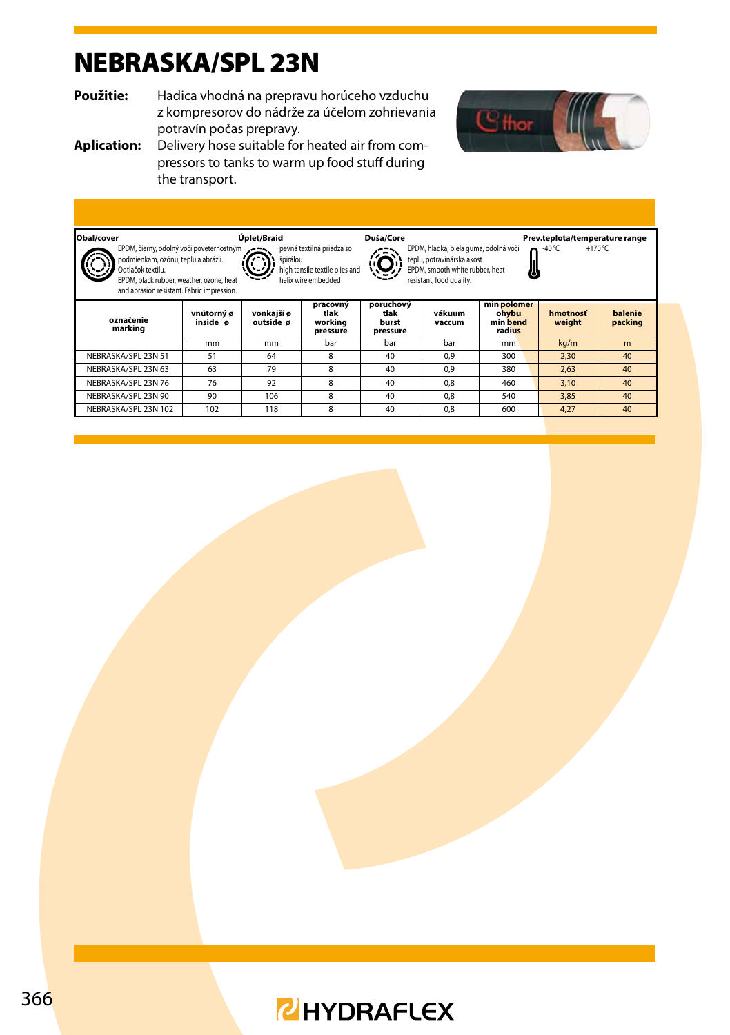# NEBRASKA/SPL 23N

**Použitie:** Hadica vhodná na prepravu horúceho vzduchu z kompresorov do nádrže za účelom zohrievania potravín počas prepravy.

**Aplication:** Delivery hose suitable for heated air from compressors to tanks to warm up food stuff during the transport.

**Obal/cover**
EPDM, čierny, odolný voči poveternostným podmienkam, ozónu, teplu a abrázii. Odtlačok textilu.
EPDM, black rubber, weather, ozone, heat and abrasion resistant. Fabric impression.

**Úplet/Braid**
pevná textilná priadza so špirálou
high tensile textile plies and helix wire embedded

**Duša/Core**
EPDM, hladká, biela guma, odolná voči teplu, potravinárska akosť
EPDM, smooth white rubber, heat resistant, food quality.

**Prev.teplota/temperature range**
-40 °C +170 °C

| označenie marking | vnútorný ø inside ø | vonkajší ø outside ø | pracovný tlak working pressure | poruchový tlak burst pressure | vákuum vaccum | min polomer ohybu min bend radius | hmotnosť weight | balenie packing |
|---|---|---|---|---|---|---|---|---|
| | mm | mm | bar | bar | bar | mm | kg/m | m |
| NEBRASKA/SPL 23N 51 | 51 | 64 | 8 | 40 | 0,9 | 300 | 2,30 | 40 |
| NEBRASKA/SPL 23N 63 | 63 | 79 | 8 | 40 | 0,9 | 380 | 2,63 | 40 |
| NEBRASKA/SPL 23N 76 | 76 | 92 | 8 | 40 | 0,8 | 460 | 3,10 | 40 |
| NEBRASKA/SPL 23N 90 | 90 | 106 | 8 | 40 | 0,8 | 540 | 3,85 | 40 |
| NEBRASKA/SPL 23N 102 | 102 | 118 | 8 | 40 | 0,8 | 600 | 4,27 | 40 |